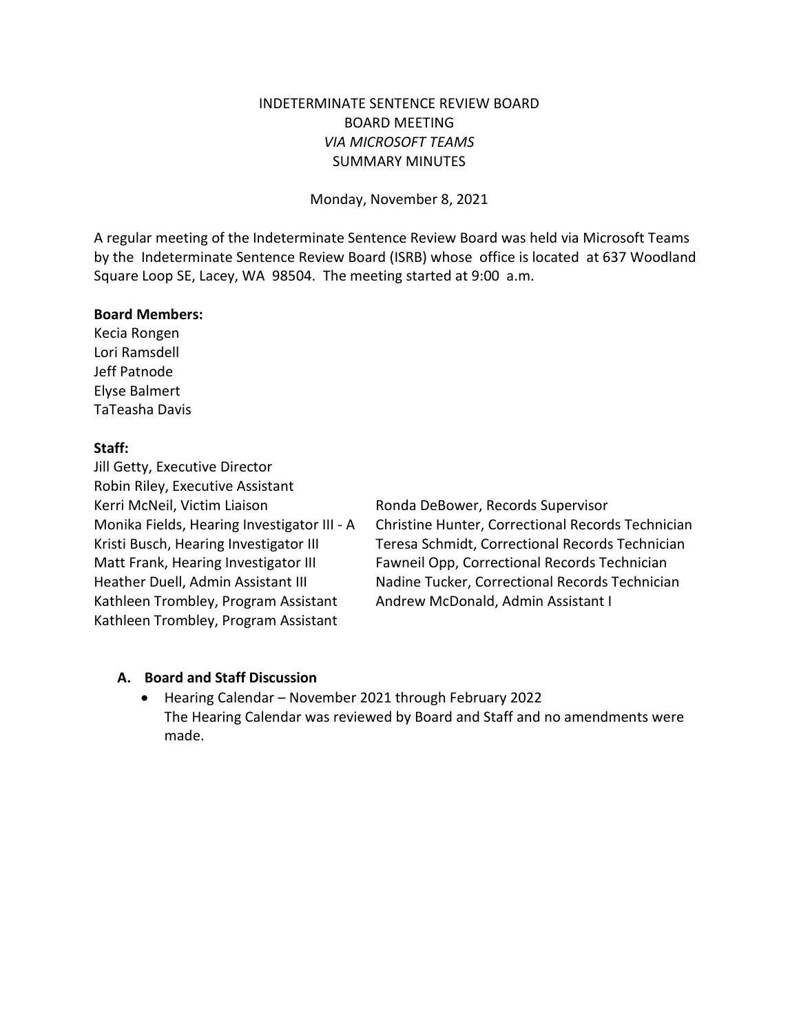INDETERMINATE SENTENCE REVIEW BOARD
BOARD MEETING
*VIA MICROSOFT TEAMS*
SUMMARY MINUTES

Monday, November 8, 2021

A regular meeting of the Indeterminate Sentence Review Board was held via Microsoft Teams by the Indeterminate Sentence Review Board (ISRB) whose office is located at 637 Woodland Square Loop SE, Lacey, WA 98504. The meeting started at 9:00 a.m.

**Board Members:**
Kecia Rongen
Lori Ramsdell
Jeff Patnode
Elyse Balmert
TaTeasha Davis

**Staff:**
Jill Getty, Executive Director
Robin Riley, Executive Assistant
Kerri McNeil, Victim Liaison
Monika Fields, Hearing Investigator III - A
Kristi Busch, Hearing Investigator III
Matt Frank, Hearing Investigator III
Heather Duell, Admin Assistant III
Kathleen Trombley, Program Assistant
Kathleen Trombley, Program Assistant
Ronda DeBower, Records Supervisor
Christine Hunter, Correctional Records Technician
Teresa Schmidt, Correctional Records Technician
Fawneil Opp, Correctional Records Technician
Nadine Tucker, Correctional Records Technician
Andrew McDonald, Admin Assistant I

## A. Board and Staff Discussion

- Hearing Calendar – November 2021 through February 2022
  The Hearing Calendar was reviewed by Board and Staff and no amendments were made.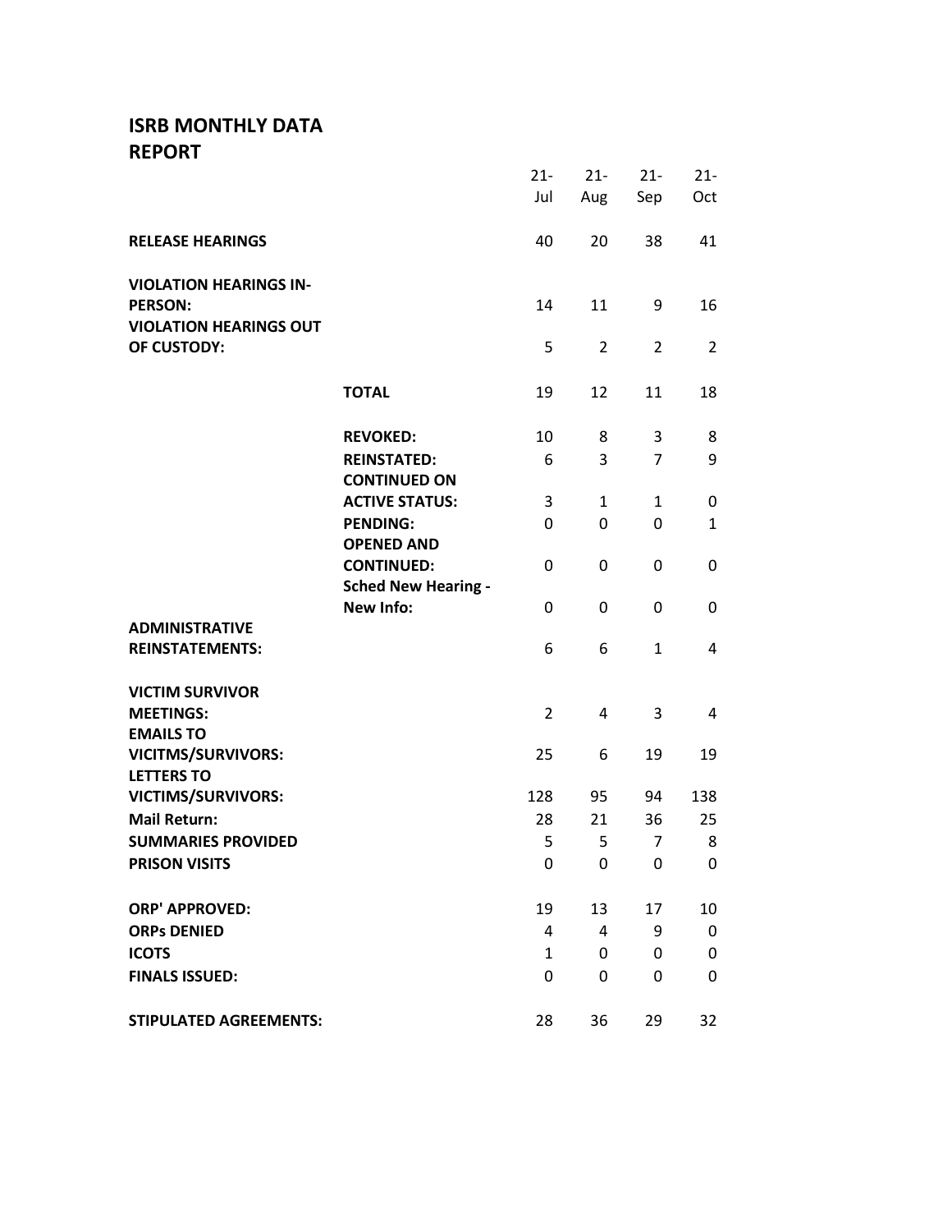# ISRB MONTHLY DATA REPORT

| | | 21-Jul | 21-Aug | 21-Sep | 21-Oct |
|---|---|---|---|---|---|
| **RELEASE HEARINGS** | | 40 | 20 | 38 | 41 |
| **VIOLATION HEARINGS IN-PERSON:** | | 14 | 11 | 9 | 16 |
| **VIOLATION HEARINGS OUT OF CUSTODY:** | | 5 | 2 | 2 | 2 |
| | **TOTAL** | 19 | 12 | 11 | 18 |
| | **REVOKED:** | 10 | 8 | 3 | 8 |
| | **REINSTATED:** | 6 | 3 | 7 | 9 |
| | **CONTINUED ON ACTIVE STATUS:** | 3 | 1 | 1 | 0 |
| | **PENDING:** | 0 | 0 | 0 | 1 |
| | **OPENED AND CONTINUED:** | 0 | 0 | 0 | 0 |
| | **Sched New Hearing - New Info:** | 0 | 0 | 0 | 0 |
| **ADMINISTRATIVE REINSTATEMENTS:** | | 6 | 6 | 1 | 4 |
| **VICTIM SURVIVOR MEETINGS:** | | 2 | 4 | 3 | 4 |
| **EMAILS TO VICITMS/SURVIVORS:** | | 25 | 6 | 19 | 19 |
| **LETTERS TO VICTIMS/SURVIVORS:** | | 128 | 95 | 94 | 138 |
| **Mail Return:** | | 28 | 21 | 36 | 25 |
| **SUMMARIES PROVIDED** | | 5 | 5 | 7 | 8 |
| **PRISON VISITS** | | 0 | 0 | 0 | 0 |
| **ORP' APPROVED:** | | 19 | 13 | 17 | 10 |
| **ORPs DENIED** | | 4 | 4 | 9 | 0 |
| **ICOTS** | | 1 | 0 | 0 | 0 |
| **FINALS ISSUED:** | | 0 | 0 | 0 | 0 |
| **STIPULATED AGREEMENTS:** | | 28 | 36 | 29 | 32 |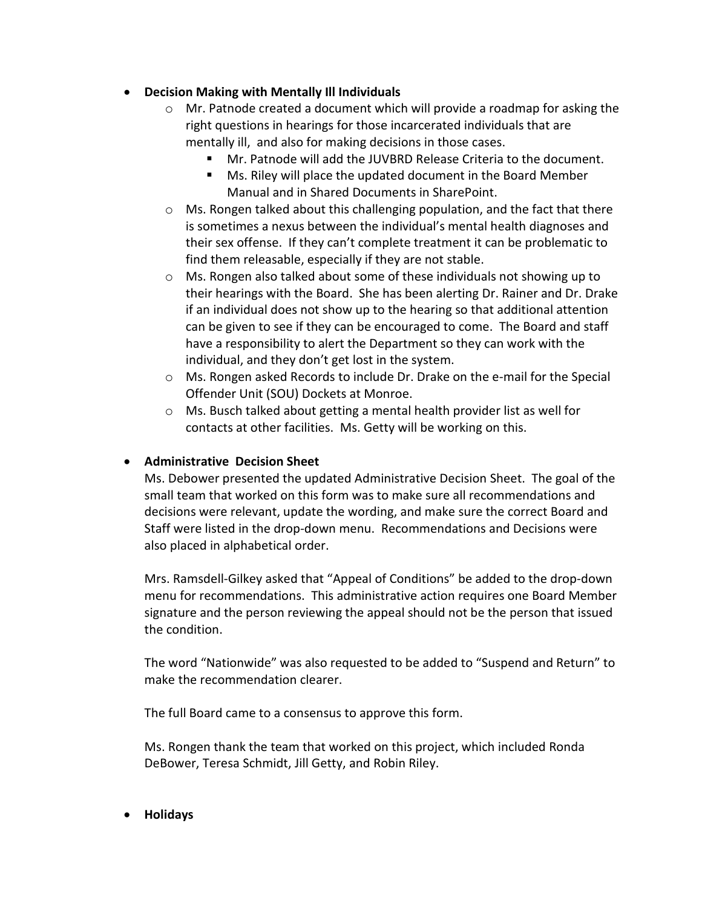- **Decision Making with Mentally Ill Individuals**
    - Mr. Patnode created a document which will provide a roadmap for asking the right questions in hearings for those incarcerated individuals that are mentally ill, and also for making decisions in those cases.
        - Mr. Patnode will add the JUVBRD Release Criteria to the document.
        - Ms. Riley will place the updated document in the Board Member Manual and in Shared Documents in SharePoint.
    - Ms. Rongen talked about this challenging population, and the fact that there is sometimes a nexus between the individual's mental health diagnoses and their sex offense. If they can't complete treatment it can be problematic to find them releasable, especially if they are not stable.
    - Ms. Rongen also talked about some of these individuals not showing up to their hearings with the Board. She has been alerting Dr. Rainer and Dr. Drake if an individual does not show up to the hearing so that additional attention can be given to see if they can be encouraged to come. The Board and staff have a responsibility to alert the Department so they can work with the individual, and they don't get lost in the system.
    - Ms. Rongen asked Records to include Dr. Drake on the e-mail for the Special Offender Unit (SOU) Dockets at Monroe.
    - Ms. Busch talked about getting a mental health provider list as well for contacts at other facilities. Ms. Getty will be working on this.

- **Administrative Decision Sheet**

  Ms. Debower presented the updated Administrative Decision Sheet. The goal of the small team that worked on this form was to make sure all recommendations and decisions were relevant, update the wording, and make sure the correct Board and Staff were listed in the drop-down menu. Recommendations and Decisions were also placed in alphabetical order.

  Mrs. Ramsdell-Gilkey asked that "Appeal of Conditions" be added to the drop-down menu for recommendations. This administrative action requires one Board Member signature and the person reviewing the appeal should not be the person that issued the condition.

  The word "Nationwide" was also requested to be added to "Suspend and Return" to make the recommendation clearer.

  The full Board came to a consensus to approve this form.

  Ms. Rongen thank the team that worked on this project, which included Ronda DeBower, Teresa Schmidt, Jill Getty, and Robin Riley.

- **Holidays**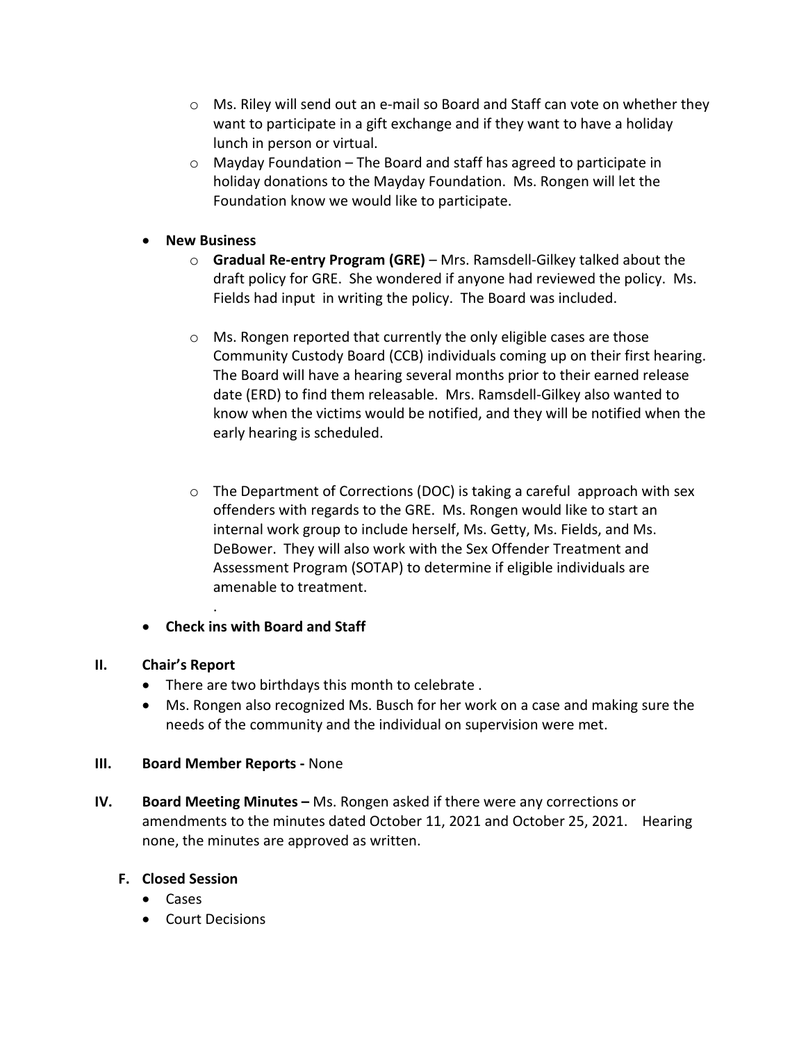- Ms. Riley will send out an e-mail so Board and Staff can vote on whether they want to participate in a gift exchange and if they want to have a holiday lunch in person or virtual.
- Mayday Foundation – The Board and staff has agreed to participate in holiday donations to the Mayday Foundation. Ms. Rongen will let the Foundation know we would like to participate.

- **New Business**
  - **Gradual Re-entry Program (GRE)** – Mrs. Ramsdell-Gilkey talked about the draft policy for GRE. She wondered if anyone had reviewed the policy. Ms. Fields had input in writing the policy. The Board was included.

  - Ms. Rongen reported that currently the only eligible cases are those Community Custody Board (CCB) individuals coming up on their first hearing. The Board will have a hearing several months prior to their earned release date (ERD) to find them releasable. Mrs. Ramsdell-Gilkey also wanted to know when the victims would be notified, and they will be notified when the early hearing is scheduled.

  - The Department of Corrections (DOC) is taking a careful approach with sex offenders with regards to the GRE. Ms. Rongen would like to start an internal work group to include herself, Ms. Getty, Ms. Fields, and Ms. DeBower. They will also work with the Sex Offender Treatment and Assessment Program (SOTAP) to determine if eligible individuals are amenable to treatment.

    .

- **Check ins with Board and Staff**

## II. Chair's Report

- There are two birthdays this month to celebrate .
- Ms. Rongen also recognized Ms. Busch for her work on a case and making sure the needs of the community and the individual on supervision were met.

## III. Board Member Reports - None

## IV. Board Meeting Minutes – Ms. Rongen asked if there were any corrections or amendments to the minutes dated October 11, 2021 and October 25, 2021. Hearing none, the minutes are approved as written.

### F. Closed Session

- Cases
- Court Decisions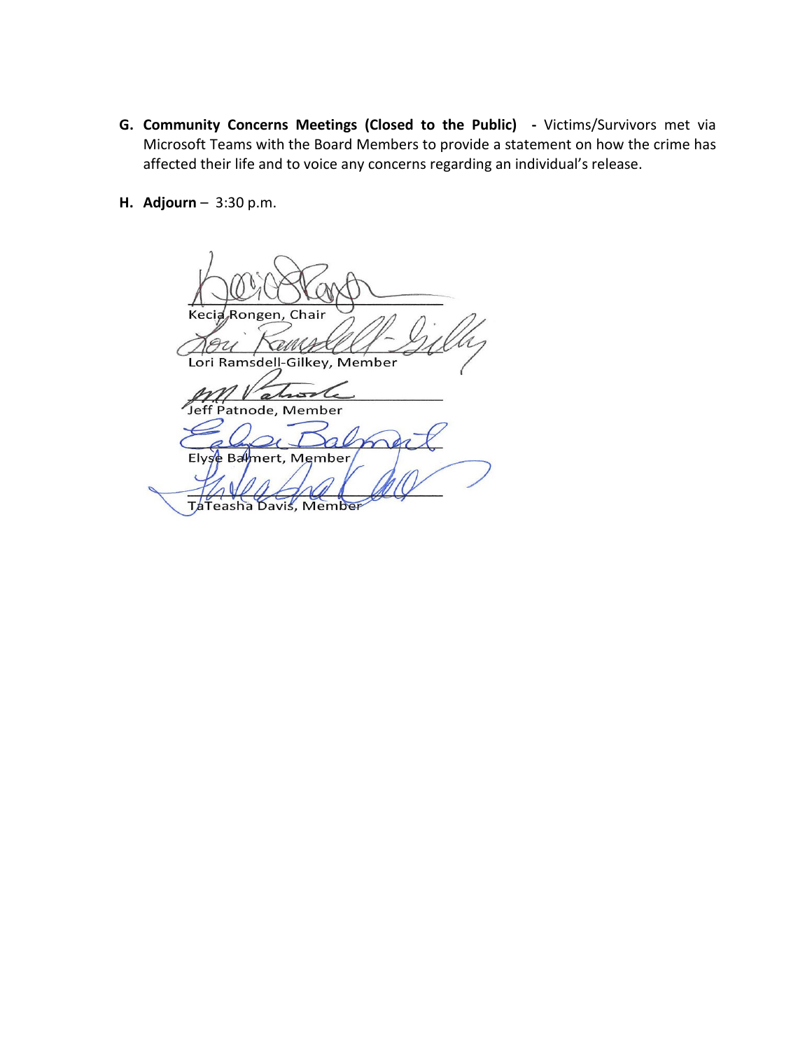G. **Community Concerns Meetings (Closed to the Public) -** Victims/Survivors met via Microsoft Teams with the Board Members to provide a statement on how the crime has affected their life and to voice any concerns regarding an individual's release.

H. **Adjourn** – 3:30 p.m.

\_\_\_\_\_\_\_\_\_\_\_\_\_\_\_\_\_\_\_\_\_\_\_\_\_\_\_\_\_\_\_\_
Kecia Rongen, Chair

\_\_\_\_\_\_\_\_\_\_\_\_\_\_\_\_\_\_\_\_\_\_\_\_\_\_\_\_\_\_\_\_
Lori Ramsdell-Gilkey, Member

\_\_\_\_\_\_\_\_\_\_\_\_\_\_\_\_\_\_\_\_\_\_\_\_\_\_\_\_\_\_\_\_
Jeff Patnode, Member

\_\_\_\_\_\_\_\_\_\_\_\_\_\_\_\_\_\_\_\_\_\_\_\_\_\_\_\_\_\_\_\_
Elyse Balmert, Member

\_\_\_\_\_\_\_\_\_\_\_\_\_\_\_\_\_\_\_\_\_\_\_\_\_\_\_\_\_\_\_\_
TaTeasha Davis, Member